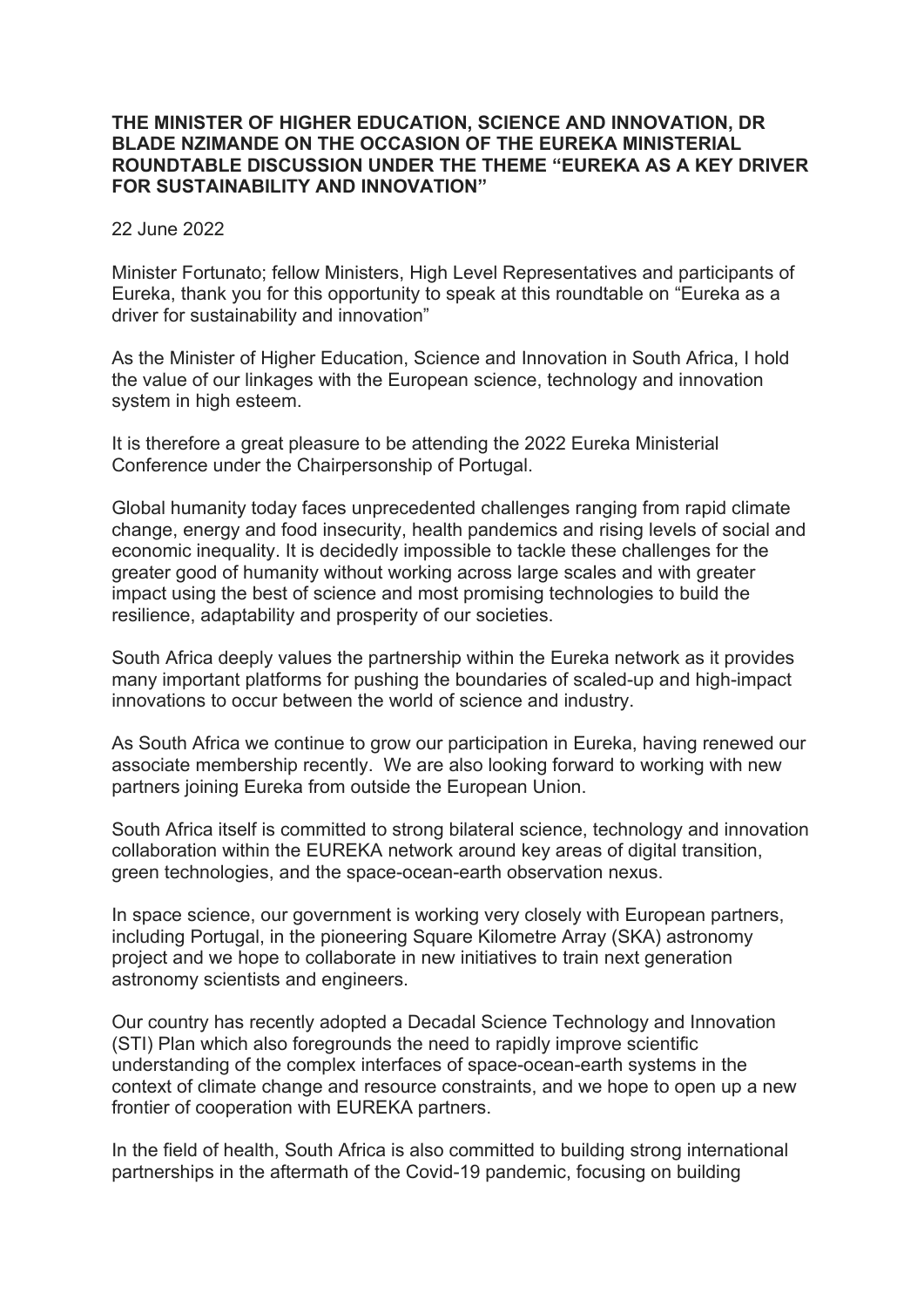**THE MINISTER OF HIGHER EDUCATION, SCIENCE AND INNOVATION, DR BLADE NZIMANDE ON THE OCCASION OF THE EUREKA MINISTERIAL ROUNDTABLE DISCUSSION UNDER THE THEME "EUREKA AS A KEY DRIVER FOR SUSTAINABILITY AND INNOVATION"**

22 June 2022

Minister Fortunato; fellow Ministers, High Level Representatives and participants of Eureka, thank you for this opportunity to speak at this roundtable on "Eureka as a driver for sustainability and innovation"

As the Minister of Higher Education, Science and Innovation in South Africa, I hold the value of our linkages with the European science, technology and innovation system in high esteem.

It is therefore a great pleasure to be attending the 2022 Eureka Ministerial Conference under the Chairpersonship of Portugal.

Global humanity today faces unprecedented challenges ranging from rapid climate change, energy and food insecurity, health pandemics and rising levels of social and economic inequality. It is decidedly impossible to tackle these challenges for the greater good of humanity without working across large scales and with greater impact using the best of science and most promising technologies to build the resilience, adaptability and prosperity of our societies.

South Africa deeply values the partnership within the Eureka network as it provides many important platforms for pushing the boundaries of scaled-up and high-impact innovations to occur between the world of science and industry.

As South Africa we continue to grow our participation in Eureka, having renewed our associate membership recently. We are also looking forward to working with new partners joining Eureka from outside the European Union.

South Africa itself is committed to strong bilateral science, technology and innovation collaboration within the EUREKA network around key areas of digital transition, green technologies, and the space-ocean-earth observation nexus.

In space science, our government is working very closely with European partners, including Portugal, in the pioneering Square Kilometre Array (SKA) astronomy project and we hope to collaborate in new initiatives to train next generation astronomy scientists and engineers.

Our country has recently adopted a Decadal Science Technology and Innovation (STI) Plan which also foregrounds the need to rapidly improve scientific understanding of the complex interfaces of space-ocean-earth systems in the context of climate change and resource constraints, and we hope to open up a new frontier of cooperation with EUREKA partners.

In the field of health, South Africa is also committed to building strong international partnerships in the aftermath of the Covid-19 pandemic, focusing on building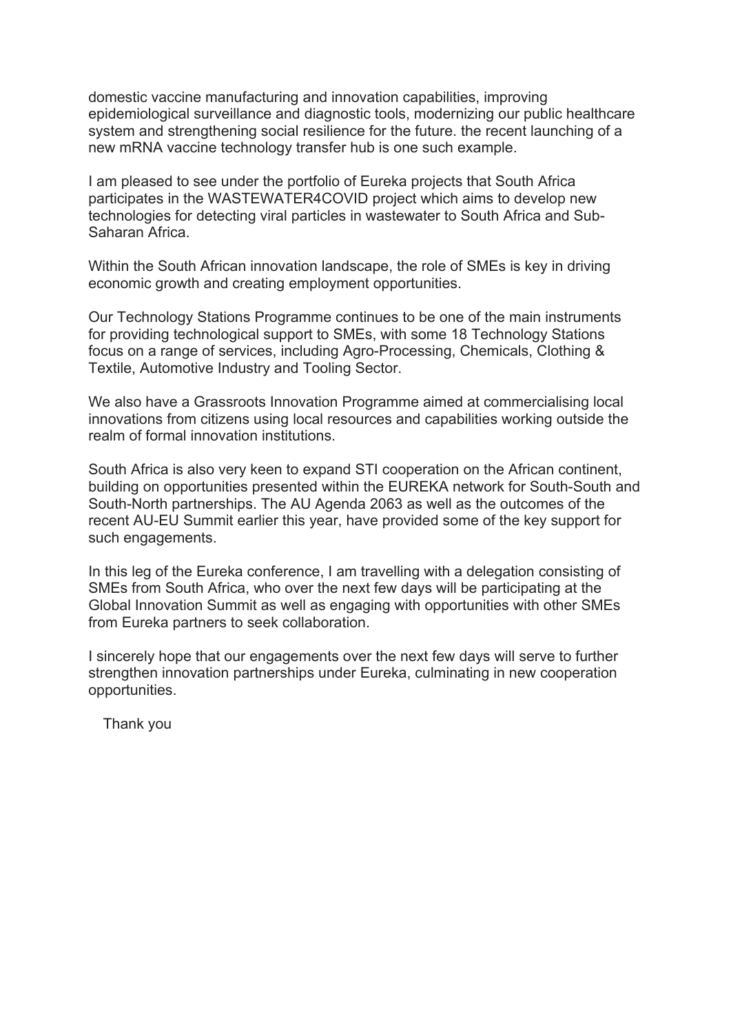domestic vaccine manufacturing and innovation capabilities, improving epidemiological surveillance and diagnostic tools, modernizing our public healthcare system and strengthening social resilience for the future. the recent launching of a new mRNA vaccine technology transfer hub is one such example.

I am pleased to see under the portfolio of Eureka projects that South Africa participates in the WASTEWATER4COVID project which aims to develop new technologies for detecting viral particles in wastewater to South Africa and Sub-Saharan Africa.

Within the South African innovation landscape, the role of SMEs is key in driving economic growth and creating employment opportunities.

Our Technology Stations Programme continues to be one of the main instruments for providing technological support to SMEs, with some 18 Technology Stations focus on a range of services, including Agro-Processing, Chemicals, Clothing & Textile, Automotive Industry and Tooling Sector.

We also have a Grassroots Innovation Programme aimed at commercialising local innovations from citizens using local resources and capabilities working outside the realm of formal innovation institutions.

South Africa is also very keen to expand STI cooperation on the African continent, building on opportunities presented within the EUREKA network for South-South and South-North partnerships. The AU Agenda 2063 as well as the outcomes of the recent AU-EU Summit earlier this year, have provided some of the key support for such engagements.

In this leg of the Eureka conference, I am travelling with a delegation consisting of SMEs from South Africa, who over the next few days will be participating at the Global Innovation Summit as well as engaging with opportunities with other SMEs from Eureka partners to seek collaboration.

I sincerely hope that our engagements over the next few days will serve to further strengthen innovation partnerships under Eureka, culminating in new cooperation opportunities.

Thank you